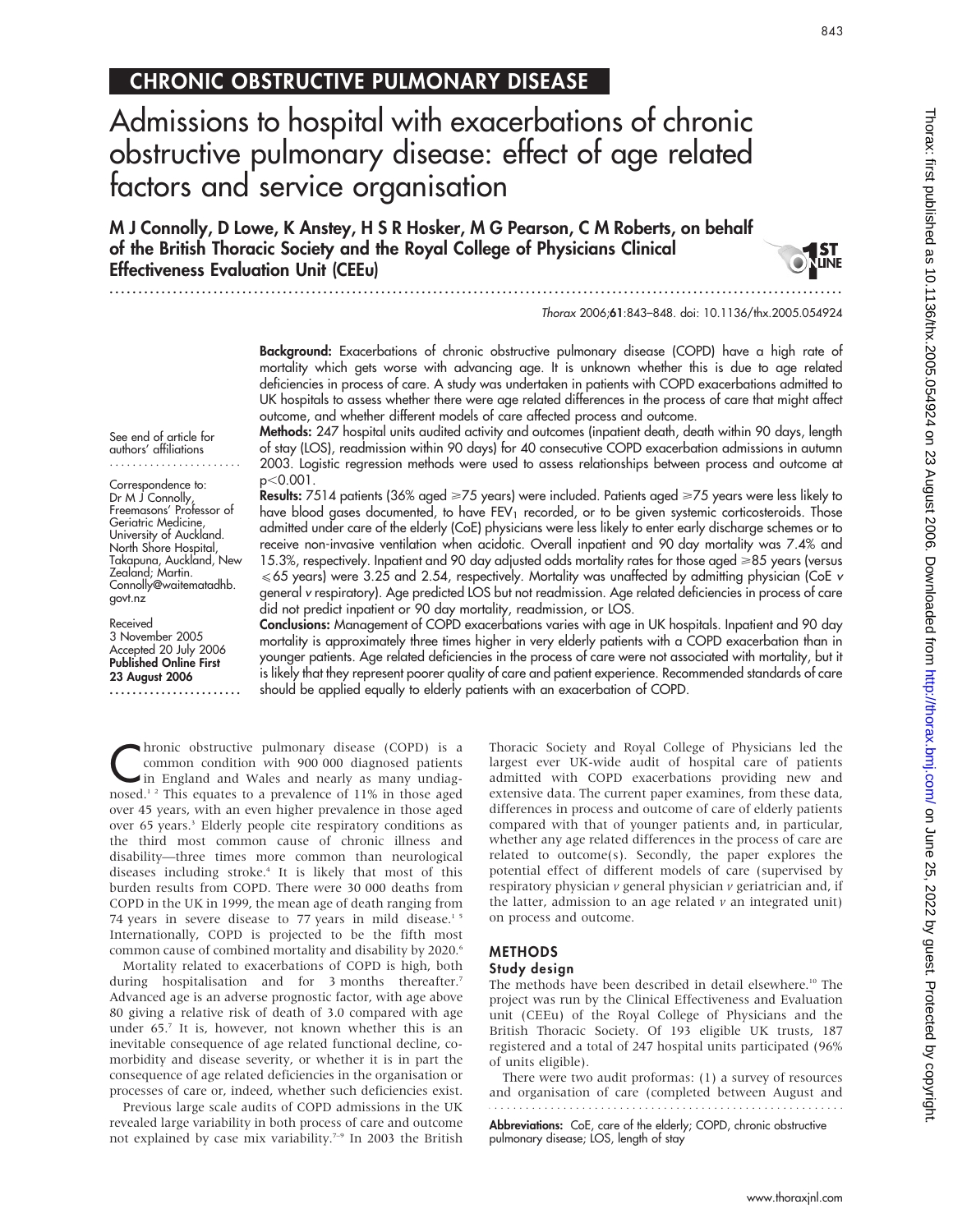CHRONIC OBSTRUCTIVE PULMONARY DISEASE

# Admissions to hospital with exacerbations of chronic obstructive pulmonary disease: effect of age related factors and service organisation

**M J Connolly, D Lowe, K Anstey, H S R Hosker, M G Pearson, C M Roberts, on behalf of the British Thoracic Society and the Royal College of Physicians Clinical Effectiveness Evaluation Unit (CEEu)**

*Thorax* 2006;**61**:843–848. doi: 10.1136/thx.2005.054924

**Background:** Exacerbations of chronic obstructive pulmonary disease (COPD) have a high rate of mortality which gets worse with advancing age. It is unknown whether this is due to age related deficiencies in process of care. A study was undertaken in patients with COPD exacerbations admitted to UK hospitals to assess whether there were age related differences in the process of care that might affect outcome, and whether different models of care affected process and outcome.

**Methods:** 247 hospital units audited activity and outcomes (inpatient death, death within 90 days, length of stay (LOS), readmission within 90 days) for 40 consecutive COPD exacerbation admissions in autumn 2003. Logistic regression methods were used to assess relationships between process and outcome at $p<0.001$.

**Results:** 7514 patients (36% aged ≥75 years) were included. Patients aged ≥75 years were less likely to have blood gases documented, to have $FEV_1$ recorded, or to be given systemic corticosteroids. Those admitted under care of the elderly (CoE) physicians were less likely to enter early discharge schemes or to receive non-invasive ventilation when acidotic. Overall inpatient and 90 day mortality was 7.4% and 15.3%, respectively. Inpatient and 90 day adjusted odds mortality rates for those aged ≥85 years (versus ≤65 years) were 3.25 and 2.54, respectively. Mortality was unaffected by admitting physician (CoE *v* general *v* respiratory). Age predicted LOS but not readmission. Age related deficiencies in process of care did not predict inpatient or 90 day mortality, readmission, or LOS.

**Conclusions:** Management of COPD exacerbations varies with age in UK hospitals. Inpatient and 90 day mortality is approximately three times higher in very elderly patients with a COPD exacerbation than in younger patients. Age related deficiencies in the process of care were not associated with mortality, but it is likely that they represent poorer quality of care and patient experience. Recommended standards of care should be applied equally to elderly patients with an exacerbation of COPD.

See end of article for authors' affiliations

Correspondence to: Dr M J Connolly, Freemasons' Professor of Geriatric Medicine, University of Auckland. North Shore Hospital, Takapuna, Auckland, New Zealand; Martin. Connolly@waitematadhb.govt.nz

Received 3 November 2005
Accepted 20 July 2006
**Published Online First 23 August 2006**

Chronic obstructive pulmonary disease (COPD) is a common condition with 900 000 diagnosed patients in England and Wales and nearly as many undiagnosed.[1,2] This equates to a prevalence of 11% in those aged over 45 years, with an even higher prevalence in those aged over 65 years.[3] Elderly people cite respiratory conditions as the third most common cause of chronic illness and disability—three times more common than neurological diseases including stroke.[4] It is likely that most of this burden results from COPD. There were 30 000 deaths from COPD in the UK in 1999, the mean age of death ranging from 74 years in severe disease to 77 years in mild disease.[1,5] Internationally, COPD is projected to be the fifth most common cause of combined mortality and disability by 2020.[6]

Mortality related to exacerbations of COPD is high, both during hospitalisation and for 3 months thereafter.[7] Advanced age is an adverse prognostic factor, with age above 80 giving a relative risk of death of 3.0 compared with age under 65.[7] It is, however, not known whether this is an inevitable consequence of age related functional decline, co-morbidity and disease severity, or whether it is in part the consequence of age related deficiencies in the organisation or processes of care or, indeed, whether such deficiencies exist.

Previous large scale audits of COPD admissions in the UK revealed large variability in both process of care and outcome not explained by case mix variability.[7–9] In 2003 the British Thoracic Society and Royal College of Physicians led the largest ever UK-wide audit of hospital care of patients admitted with COPD exacerbations providing new and extensive data. The current paper examines, from these data, differences in process and outcome of care of elderly patients compared with that of younger patients and, in particular, whether any age related differences in the process of care are related to outcome(s). Secondly, the paper explores the potential effect of different models of care (supervised by respiratory physician *v* general physician *v* geriatrician and, if the latter, admission to an age related *v* an integrated unit) on process and outcome.

## METHODS

### Study design

The methods have been described in detail elsewhere.[10] The project was run by the Clinical Effectiveness and Evaluation unit (CEEu) of the Royal College of Physicians and the British Thoracic Society. Of 193 eligible UK trusts, 187 registered and a total of 247 hospital units participated (96% of units eligible).

There were two audit proformas: (1) a survey of resources and organisation of care (completed between August and

**Abbreviations:** CoE, care of the elderly; COPD, chronic obstructive pulmonary disease; LOS, length of stay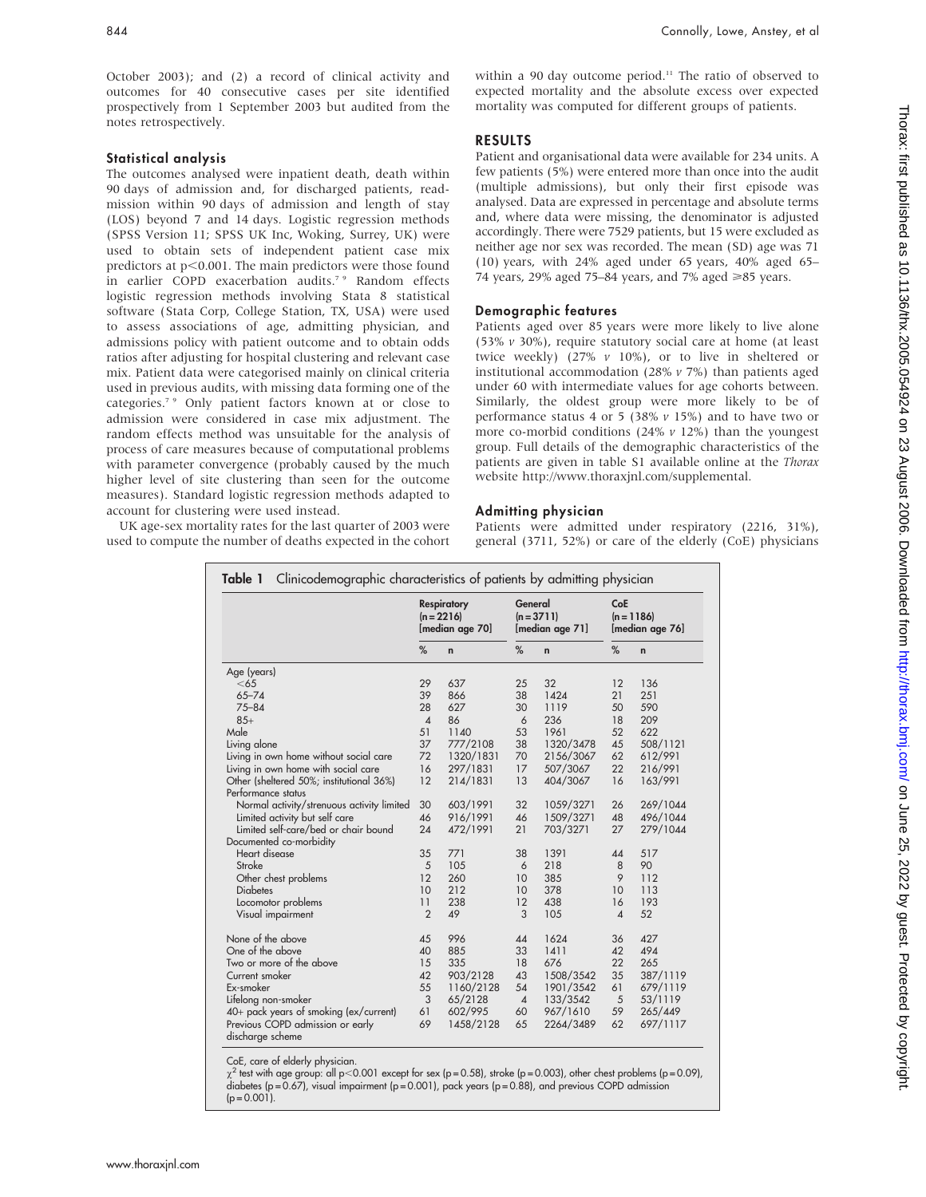October 2003); and (2) a record of clinical activity and outcomes for 40 consecutive cases per site identified prospectively from 1 September 2003 but audited from the notes retrospectively.

### Statistical analysis

The outcomes analysed were inpatient death, death within 90 days of admission and, for discharged patients, readmission within 90 days of admission and length of stay (LOS) beyond 7 and 14 days. Logistic regression methods (SPSS Version 11; SPSS UK Inc, Woking, Surrey, UK) were used to obtain sets of independent patient case mix predictors at $p<0.001$. The main predictors were those found in earlier COPD exacerbation audits.[7 9] Random effects logistic regression methods involving Stata 8 statistical software (Stata Corp, College Station, TX, USA) were used to assess associations of age, admitting physician, and admissions policy with patient outcome and to obtain odds ratios after adjusting for hospital clustering and relevant case mix. Patient data were categorised mainly on clinical criteria used in previous audits, with missing data forming one of the categories.[7 9] Only patient factors known at or close to admission were considered in case mix adjustment. The random effects method was unsuitable for the analysis of process of care measures because of computational problems with parameter convergence (probably caused by the much higher level of site clustering than seen for the outcome measures). Standard logistic regression methods adapted to account for clustering were used instead.

UK age-sex mortality rates for the last quarter of 2003 were used to compute the number of deaths expected in the cohort within a 90 day outcome period.[11] The ratio of observed to expected mortality and the absolute excess over expected mortality was computed for different groups of patients.

## RESULTS

Patient and organisational data were available for 234 units. A few patients (5%) were entered more than once into the audit (multiple admissions), but only their first episode was analysed. Data are expressed in percentage and absolute terms and, where data were missing, the denominator is adjusted accordingly. There were 7529 patients, but 15 were excluded as neither age nor sex was recorded. The mean (SD) age was 71 (10) years, with 24% aged under 65 years, 40% aged 65–74 years, 29% aged 75–84 years, and 7% aged ≥85 years.

### Demographic features

Patients aged over 85 years were more likely to live alone (53% *v* 30%), require statutory social care at home (at least twice weekly) (27% *v* 10%), or to live in sheltered or institutional accommodation (28% *v* 7%) than patients aged under 60 with intermediate values for age cohorts between. Similarly, the oldest group were more likely to be of performance status 4 or 5 (38% *v* 15%) and to have two or more co-morbid conditions (24% *v* 12%) than the youngest group. Full details of the demographic characteristics of the patients are given in table S1 available online at the *Thorax* website http://www.thoraxjnl.com/supplemental.

### Admitting physician

Patients were admitted under respiratory (2216, 31%), general (3711, 52%) or care of the elderly (CoE) physicians

**Table 1** Clinicodemographic characteristics of patients by admitting physician

| | Respiratory (n = 2216) [median age 70] | | General (n = 3711) [median age 71] | | CoE (n = 1186) [median age 76] | |
|---|---|---|---|---|---|---|
| | % | n | % | n | % | n |
| Age (years) | | | | | | |
| <65 | 29 | 637 | 25 | 32 | 12 | 136 |
| 65–74 | 39 | 866 | 38 | 1424 | 21 | 251 |
| 75–84 | 28 | 627 | 30 | 1119 | 50 | 590 |
| 85+ | 4 | 86 | 6 | 236 | 18 | 209 |
| Male | 51 | 1140 | 53 | 1961 | 52 | 622 |
| Living alone | 37 | 777/2108 | 38 | 1320/3478 | 45 | 508/1121 |
| Living in own home without social care | 72 | 1320/1831 | 70 | 2156/3067 | 62 | 612/991 |
| Living in own home with social care | 16 | 297/1831 | 17 | 507/3067 | 22 | 216/991 |
| Other (sheltered 50%; institutional 36%) | 12 | 214/1831 | 13 | 404/3067 | 16 | 163/991 |
| Performance status | | | | | | |
| Normal activity/strenuous activity limited | 30 | 603/1991 | 32 | 1059/3271 | 26 | 269/1044 |
| Limited activity but self care | 46 | 916/1991 | 46 | 1509/3271 | 48 | 496/1044 |
| Limited self-care/bed or chair bound | 24 | 472/1991 | 21 | 703/3271 | 27 | 279/1044 |
| Documented co-morbidity | | | | | | |
| Heart disease | 35 | 771 | 38 | 1391 | 44 | 517 |
| Stroke | 5 | 105 | 6 | 218 | 8 | 90 |
| Other chest problems | 12 | 260 | 10 | 385 | 9 | 112 |
| Diabetes | 10 | 212 | 10 | 378 | 10 | 113 |
| Locomotor problems | 11 | 238 | 12 | 438 | 16 | 193 |
| Visual impairment | 2 | 49 | 3 | 105 | 4 | 52 |
| None of the above | 45 | 996 | 44 | 1624 | 36 | 427 |
| One of the above | 40 | 885 | 33 | 1411 | 42 | 494 |
| Two or more of the above | 15 | 335 | 18 | 676 | 22 | 265 |
| Current smoker | 42 | 903/2128 | 43 | 1508/3542 | 35 | 387/1119 |
| Ex-smoker | 55 | 1160/2128 | 54 | 1901/3542 | 61 | 679/1119 |
| Lifelong non-smoker | 3 | 65/2128 | 4 | 133/3542 | 5 | 53/1119 |
| 40+ pack years of smoking (ex/current) | 61 | 602/995 | 60 | 967/1610 | 59 | 265/449 |
| Previous COPD admission or early discharge scheme | 69 | 1458/2128 | 65 | 2264/3489 | 62 | 697/1117 |

CoE, care of elderly physician.
$\chi^2$ test with age group: all $p<0.001$ except for sex ($p=0.58$), stroke ($p=0.003$), other chest problems ($p=0.09$), diabetes ($p=0.67$), visual impairment ($p=0.001$), pack years ($p=0.88$), and previous COPD admission ($p=0.001$).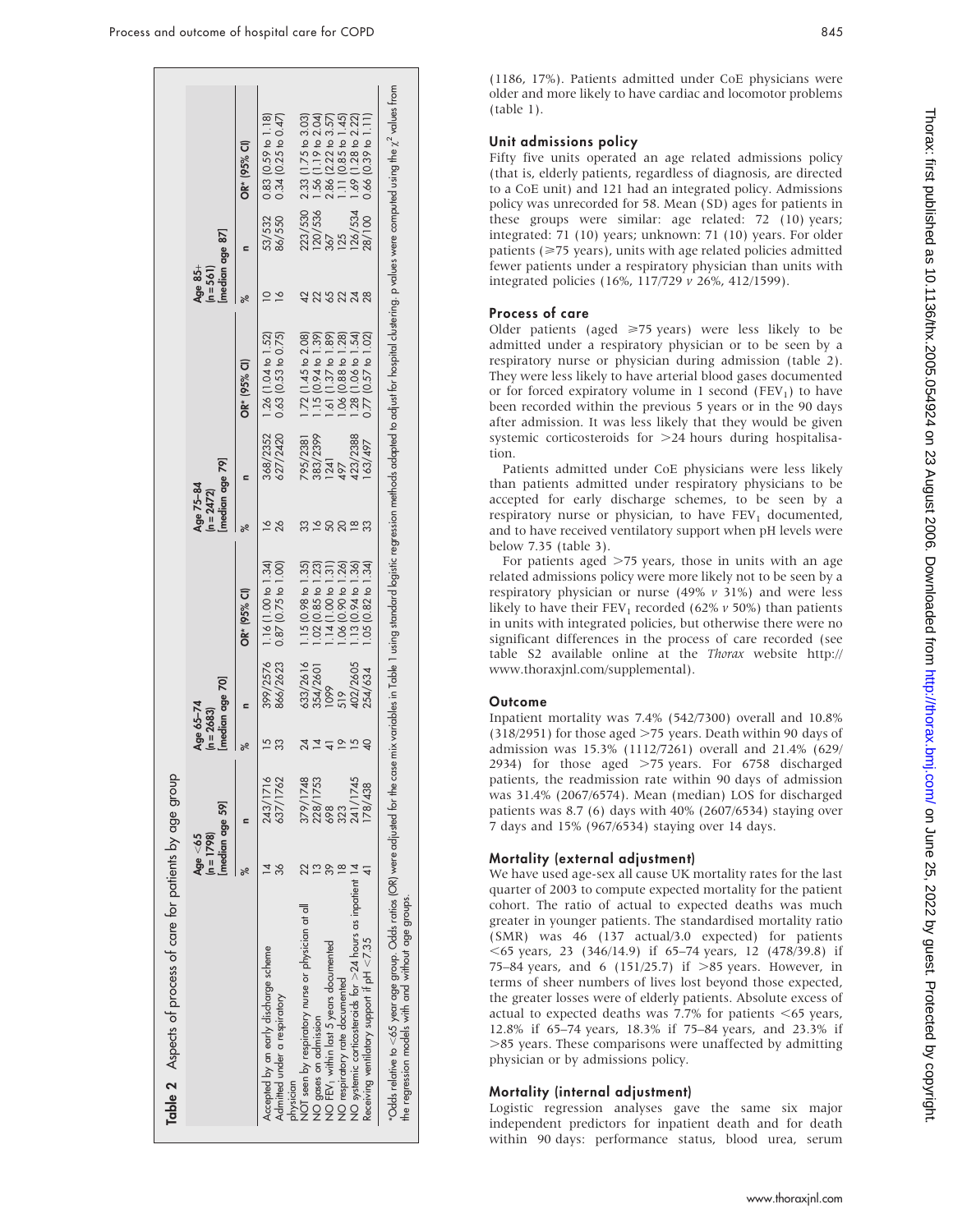**Table 2** Aspects of process of care for patients by age group

| | Age <65 (n = 1798) [median age 59] | | Age 65–74 (n = 2683) [median age 70] | | | Age 75–84 (n = 2472) [median age 79] | | | Age 85+ (n = 561) [median age 87] | | |
|---|---|---|---|---|---|---|---|---|---|---|---|
| | % | n | % | n | OR* (95% CI) | % | n | OR* (95% CI) | % | n | OR* (95% CI) |
| Accepted by an early discharge scheme | 14 | 243/1716 | 15 | 399/2576 | 1.16 (1.00 to 1.34) | 16 | 368/2352 | 1.26 (1.04 to 1.52) | 10 | 53/532 | 0.83 (0.59 to 1.18) |
| Admitted under a respiratory physician | 36 | 637/1762 | 33 | 866/2623 | 0.87 (0.75 to 1.00) | 26 | 627/2420 | 0.63 (0.53 to 0.75) | 16 | 86/550 | 0.34 (0.25 to 0.47) |
| NOT seen by respiratory nurse or physician at all | 22 | 379/1748 | 24 | 633/2616 | 1.15 (0.98 to 1.35) | 33 | 795/2381 | 1.72 (1.45 to 2.08) | 42 | 223/530 | 2.33 (1.75 to 3.03) |
| NO gases on admission | 13 | 228/1753 | 14 | 354/2601 | 1.02 (0.85 to 1.23) | 16 | 383/2399 | 1.15 (0.94 to 1.39) | 22 | 120/536 | 1.56 (1.19 to 2.04) |
| NO $FEV_1$ within last 5 years documented | 39 | 698 | 41 | 1099 | 1.14 (1.00 to 1.31) | 50 | 1241 | 1.61 (1.37 to 1.89) | 65 | 367 | 2.86 (2.22 to 3.57) |
| NO respiratory rate documented | 18 | 323 | 19 | 519 | 1.06 (0.90 to 1.26) | 20 | 497 | 1.06 (0.88 to 1.28) | 22 | 125 | 1.11 (0.85 to 1.45) |
| NO systemic corticosteroids for >24 hours as inpatient | 14 | 241/1745 | 15 | 402/2605 | 1.13 (0.94 to 1.36) | 18 | 423/2388 | 1.28 (1.06 to 1.54) | 24 | 126/534 | 1.69 (1.28 to 2.22) |
| Receiving ventilatory support if pH <7.35 | 41 | 178/438 | 40 | 254/634 | 1.05 (0.82 to 1.34) | 33 | 163/497 | 0.77 (0.57 to 1.02) | 28 | 28/100 | 0.66 (0.39 to 1.11) |

*Odds relative to <65 year age group. Odds ratios (OR) were adjusted for the case mix variables in Table 1 using standard logistic regression methods adapted to adjust for hospital clustering. p values were computed using the $\chi^2$ values from the regression models with and without age groups.

(1186, 17%). Patients admitted under CoE physicians were older and more likely to have cardiac and locomotor problems (table 1).

## Unit admissions policy

Fifty five units operated an age related admissions policy (that is, elderly patients, regardless of diagnosis, are directed to a CoE unit) and 121 had an integrated policy. Admissions policy was unrecorded for 58. Mean (SD) ages for patients in these groups were similar: age related: 72 (10) years; integrated: 71 (10) years; unknown: 71 (10) years. For older patients (≥75 years), units with age related policies admitted fewer patients under a respiratory physician than units with integrated policies (16%, 117/729 *v* 26%, 412/1599).

## Process of care

Older patients (aged ≥75 years) were less likely to be admitted under a respiratory physician or to be seen by a respiratory nurse or physician during admission (table 2). They were less likely to have arterial blood gases documented or for forced expiratory volume in 1 second ($FEV_1$) to have been recorded within the previous 5 years or in the 90 days after admission. It was less likely that they would be given systemic corticosteroids for >24 hours during hospitalisation.

Patients admitted under CoE physicians were less likely than patients admitted under respiratory physicians to be accepted for early discharge schemes, to be seen by a respiratory nurse or physician, to have $FEV_1$ documented, and to have received ventilatory support when pH levels were below 7.35 (table 3).

For patients aged >75 years, those in units with an age related admissions policy were more likely not to be seen by a respiratory physician or nurse (49% *v* 31%) and were less likely to have their $FEV_1$ recorded (62% *v* 50%) than patients in units with integrated policies, but otherwise there were no significant differences in the process of care recorded (see table S2 available online at the *Thorax* website http://www.thoraxjnl.com/supplemental).

## Outcome

Inpatient mortality was 7.4% (542/7300) overall and 10.8% (318/2951) for those aged >75 years. Death within 90 days of admission was 15.3% (1112/7261) overall and 21.4% (629/2934) for those aged >75 years. For 6758 discharged patients, the readmission rate within 90 days of admission was 31.4% (2067/6574). Mean (median) LOS for discharged patients was 8.7 (6) days with 40% (2607/6534) staying over 7 days and 15% (967/6534) staying over 14 days.

## Mortality (external adjustment)

We have used age-sex all cause UK mortality rates for the last quarter of 2003 to compute expected mortality for the patient cohort. The ratio of actual to expected deaths was much greater in younger patients. The standardised mortality ratio (SMR) was 46 (137 actual/3.0 expected) for patients <65 years, 23 (346/14.9) if 65–74 years, 12 (478/39.8) if 75–84 years, and 6 (151/25.7) if >85 years. However, in terms of sheer numbers of lives lost beyond those expected, the greater losses were of elderly patients. Absolute excess of actual to expected deaths was 7.7% for patients <65 years, 12.8% if 65–74 years, 18.3% if 75–84 years, and 23.3% if >85 years. These comparisons were unaffected by admitting physician or by admissions policy.

## Mortality (internal adjustment)

Logistic regression analyses gave the same six major independent predictors for inpatient death and for death within 90 days: performance status, blood urea, serum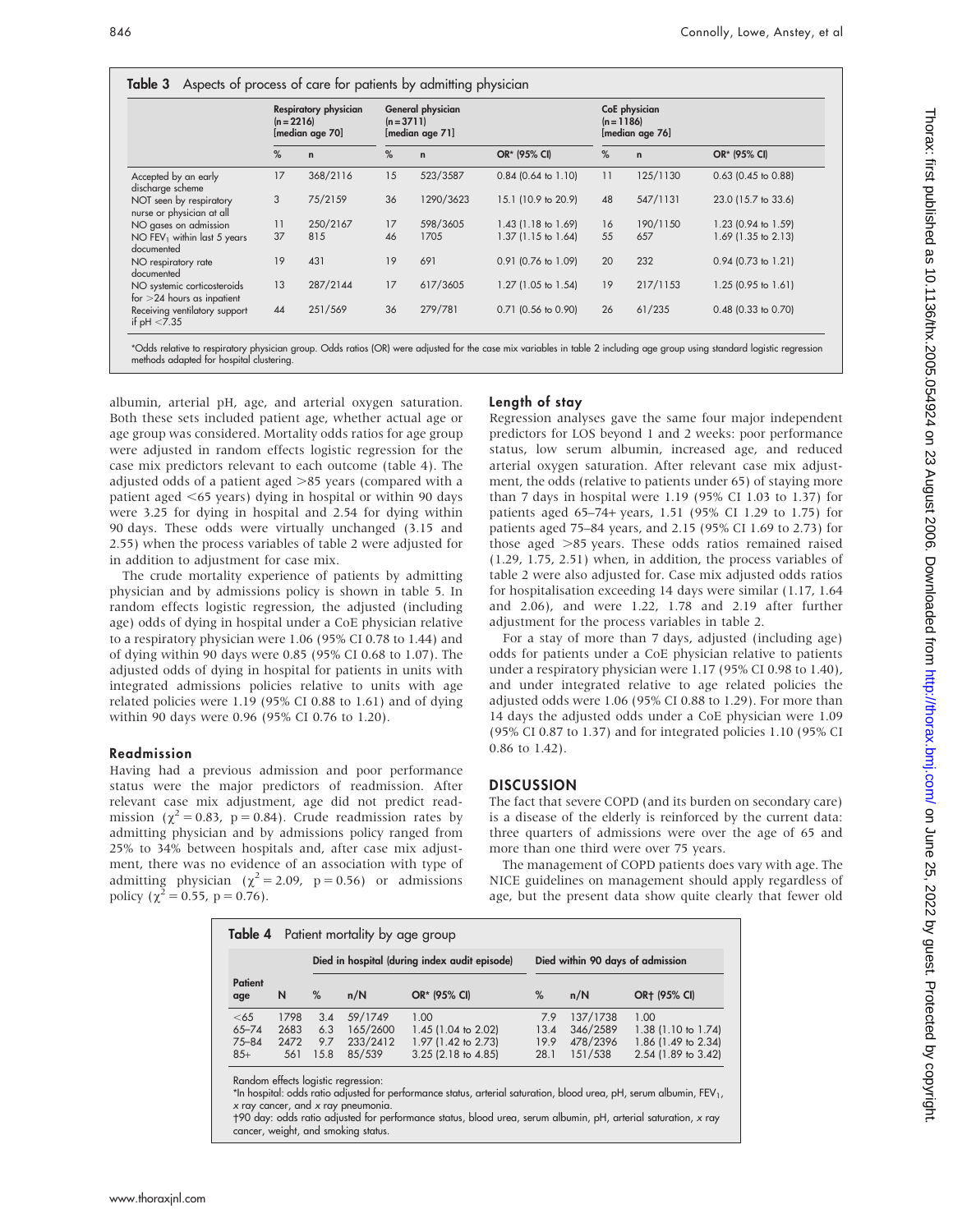**Table 3** Aspects of process of care for patients by admitting physician

| | Respiratory physician (n = 2216) [median age 70] | | General physician (n = 3711) [median age 71] | | | CoE physician (n = 1186) [median age 76] | | |
|---|---|---|---|---|---|---|---|---|
| | % | n | % | n | OR* (95% CI) | % | n | OR* (95% CI) |
| Accepted by an early discharge scheme | 17 | 368/2116 | 15 | 523/3587 | 0.84 (0.64 to 1.10) | 11 | 125/1130 | 0.63 (0.45 to 0.88) |
| NOT seen by respiratory nurse or physician at all | 3 | 75/2159 | 36 | 1290/3623 | 15.1 (10.9 to 20.9) | 48 | 547/1131 | 23.0 (15.7 to 33.6) |
| NO gases on admission | 11 | 250/2167 | 17 | 598/3605 | 1.43 (1.18 to 1.69) | 16 | 190/1150 | 1.23 (0.94 to 1.59) |
| NO $FEV_1$ within last 5 years documented | 37 | 815 | 46 | 1705 | 1.37 (1.15 to 1.64) | 55 | 657 | 1.69 (1.35 to 2.13) |
| NO respiratory rate documented | 19 | 431 | 19 | 691 | 0.91 (0.76 to 1.09) | 20 | 232 | 0.94 (0.73 to 1.21) |
| NO systemic corticosteroids for >24 hours as inpatient | 13 | 287/2144 | 17 | 617/3605 | 1.27 (1.05 to 1.54) | 19 | 217/1153 | 1.25 (0.95 to 1.61) |
| Receiving ventilatory support if pH <7.35 | 44 | 251/569 | 36 | 279/781 | 0.71 (0.56 to 0.90) | 26 | 61/235 | 0.48 (0.33 to 0.70) |

*Odds relative to respiratory physician group. Odds ratios (OR) were adjusted for the case mix variables in table 2 including age group using standard logistic regression methods adapted for hospital clustering.

albumin, arterial pH, age, and arterial oxygen saturation. Both these sets included patient age, whether actual age or age group was considered. Mortality odds ratios for age group were adjusted in random effects logistic regression for the case mix predictors relevant to each outcome (table 4). The adjusted odds of a patient aged >85 years (compared with a patient aged <65 years) dying in hospital or within 90 days were 3.25 for dying in hospital and 2.54 for dying within 90 days. These odds were virtually unchanged (3.15 and 2.55) when the process variables of table 2 were adjusted for in addition to adjustment for case mix.

The crude mortality experience of patients by admitting physician and by admissions policy is shown in table 5. In random effects logistic regression, the adjusted (including age) odds of dying in hospital under a CoE physician relative to a respiratory physician were 1.06 (95% CI 0.78 to 1.44) and of dying within 90 days were 0.85 (95% CI 0.68 to 1.07). The adjusted odds of dying in hospital for patients in units with integrated admissions policies relative to units with age related policies were 1.19 (95% CI 0.88 to 1.61) and of dying within 90 days were 0.96 (95% CI 0.76 to 1.20).

## Readmission

Having had a previous admission and poor performance status were the major predictors of readmission. After relevant case mix adjustment, age did not predict readmission ($\chi^2 = 0.83$, $p = 0.84$). Crude readmission rates by admitting physician and by admissions policy ranged from 25% to 34% between hospitals and, after case mix adjustment, there was no evidence of an association with type of admitting physician ($\chi^2 = 2.09$, $p = 0.56$) or admissions policy ($\chi^2 = 0.55$, $p = 0.76$).

## Length of stay

Regression analyses gave the same four major independent predictors for LOS beyond 1 and 2 weeks: poor performance status, low serum albumin, increased age, and reduced arterial oxygen saturation. After relevant case mix adjustment, the odds (relative to patients under 65) of staying more than 7 days in hospital were 1.19 (95% CI 1.03 to 1.37) for patients aged 65–74+ years, 1.51 (95% CI 1.29 to 1.75) for patients aged 75–84 years, and 2.15 (95% CI 1.69 to 2.73) for those aged >85 years. These odds ratios remained raised (1.29, 1.75, 2.51) when, in addition, the process variables of table 2 were also adjusted for. Case mix adjusted odds ratios for hospitalisation exceeding 14 days were similar (1.17, 1.64 and 2.06), and were 1.22, 1.78 and 2.19 after further adjustment for the process variables in table 2.

For a stay of more than 7 days, adjusted (including age) odds for patients under a CoE physician relative to patients under a respiratory physician were 1.17 (95% CI 0.98 to 1.40), and under integrated relative to age related policies the adjusted odds were 1.06 (95% CI 0.88 to 1.29). For more than 14 days the adjusted odds under a CoE physician were 1.09 (95% CI 0.87 to 1.37) and for integrated policies 1.10 (95% CI 0.86 to 1.42).

## DISCUSSION

The fact that severe COPD (and its burden on secondary care) is a disease of the elderly is reinforced by the current data: three quarters of admissions were over the age of 65 and more than one third were over 75 years.

The management of COPD patients does vary with age. The NICE guidelines on management should apply regardless of age, but the present data show quite clearly that fewer old

**Table 4** Patient mortality by age group

| | | Died in hospital (during index audit episode) | | | Died within 90 days of admission | | |
|---|---|---|---|---|---|---|---|
| Patient age | N | % | n/N | OR* (95% CI) | % | n/N | OR† (95% CI) |
| <65 | 1798 | 3.4 | 59/1749 | 1.00 | 7.9 | 137/1738 | 1.00 |
| 65–74 | 2683 | 6.3 | 165/2600 | 1.45 (1.04 to 2.02) | 13.4 | 346/2589 | 1.38 (1.10 to 1.74) |
| 75–84 | 2472 | 9.7 | 233/2412 | 1.97 (1.42 to 2.73) | 19.9 | 478/2396 | 1.86 (1.49 to 2.34) |
| 85+ | 561 | 15.8 | 85/539 | 3.25 (2.18 to 4.85) | 28.1 | 151/538 | 2.54 (1.89 to 3.42) |

Random effects logistic regression:
*In hospital: odds ratio adjusted for performance status, arterial saturation, blood urea, pH, serum albumin, $FEV_1$, *x* ray cancer, and *x* ray pneumonia.
†90 day: odds ratio adjusted for performance status, blood urea, serum albumin, pH, arterial saturation, *x* ray cancer, weight, and smoking status.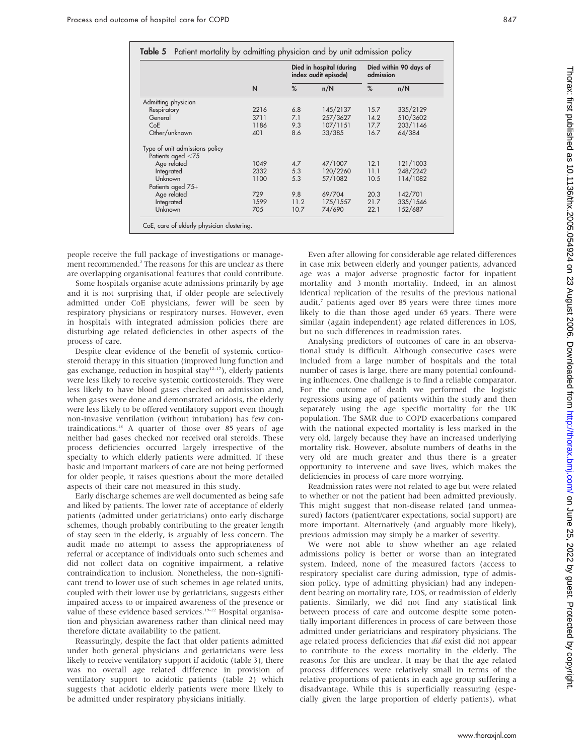**Table 5** Patient mortality by admitting physician and by unit admission policy

| | N | Died in hospital (during index audit episode) | | Died within 90 days of admission | |
|---|---|---|---|---|---|
| | | % | n/N | % | n/N |
| Admitting physician | | | | | |
| Respiratory | 2216 | 6.8 | 145/2137 | 15.7 | 335/2129 |
| General | 3711 | 7.1 | 257/3627 | 14.2 | 510/3602 |
| CoE | 1186 | 9.3 | 107/1151 | 17.7 | 203/1146 |
| Other/unknown | 401 | 8.6 | 33/385 | 16.7 | 64/384 |
| Type of unit admissions policy | | | | | |
| Patients aged <75 | | | | | |
| Age related | 1049 | 4.7 | 47/1007 | 12.1 | 121/1003 |
| Integrated | 2332 | 5.3 | 120/2260 | 11.1 | 248/2242 |
| Unknown | 1100 | 5.3 | 57/1082 | 10.5 | 114/1082 |
| Patients aged 75+ | | | | | |
| Age related | 729 | 9.8 | 69/704 | 20.3 | 142/701 |
| Integrated | 1599 | 11.2 | 175/1557 | 21.7 | 335/1546 |
| Unknown | 705 | 10.7 | 74/690 | 22.1 | 152/687 |

CoE, care of elderly physician clustering.

people receive the full package of investigations or management recommended.[2] The reasons for this are unclear as there are overlapping organisational features that could contribute.

Some hospitals organise acute admissions primarily by age and it is not surprising that, if older people are selectively admitted under CoE physicians, fewer will be seen by respiratory physicians or respiratory nurses. However, even in hospitals with integrated admission policies there are disturbing age related deficiencies in other aspects of the process of care.

Despite clear evidence of the benefit of systemic corticosteroid therapy in this situation (improved lung function and gas exchange, reduction in hospital stay[12–17]), elderly patients were less likely to receive systemic corticosteroids. They were less likely to have blood gases checked on admission and, when gases were done and demonstrated acidosis, the elderly were less likely to be offered ventilatory support even though non-invasive ventilation (without intubation) has few contraindications.[18] A quarter of those over 85 years of age neither had gases checked nor received oral steroids. These process deficiencies occurred largely irrespective of the specialty to which elderly patients were admitted. If these basic and important markers of care are not being performed for older people, it raises questions about the more detailed aspects of their care not measured in this study.

Early discharge schemes are well documented as being safe and liked by patients. The lower rate of acceptance of elderly patients (admitted under geriatricians) onto early discharge schemes, though probably contributing to the greater length of stay seen in the elderly, is arguably of less concern. The audit made no attempt to assess the appropriateness of referral or acceptance of individuals onto such schemes and did not collect data on cognitive impairment, a relative contraindication to inclusion. Nonetheless, the non-significant trend to lower use of such schemes in age related units, coupled with their lower use by geriatricians, suggests either impaired access to or impaired awareness of the presence or value of these evidence based services.[19–22] Hospital organisation and physician awareness rather than clinical need may therefore dictate availability to the patient.

Reassuringly, despite the fact that older patients admitted under both general physicians and geriatricians were less likely to receive ventilatory support if acidotic (table 3), there was no overall age related difference in provision of ventilatory support to acidotic patients (table 2) which suggests that acidotic elderly patients were more likely to be admitted under respiratory physicians initially.

Even after allowing for considerable age related differences in case mix between elderly and younger patients, advanced age was a major adverse prognostic factor for inpatient mortality and 3 month mortality. Indeed, in an almost identical replication of the results of the previous national audit,[7] patients aged over 85 years were three times more likely to die than those aged under 65 years. There were similar (again independent) age related differences in LOS, but no such differences in readmission rates.

Analysing predictors of outcomes of care in an observational study is difficult. Although consecutive cases were included from a large number of hospitals and the total number of cases is large, there are many potential confounding influences. One challenge is to find a reliable comparator. For the outcome of death we performed the logistic regressions using age of patients within the study and then separately using the age specific mortality for the UK population. The SMR due to COPD exacerbations compared with the national expected mortality is less marked in the very old, largely because they have an increased underlying mortality risk. However, absolute numbers of deaths in the very old are much greater and thus there is a greater opportunity to intervene and save lives, which makes the deficiencies in process of care more worrying.

Readmission rates were not related to age but were related to whether or not the patient had been admitted previously. This might suggest that non-disease related (and unmeasured) factors (patient/carer expectations, social support) are more important. Alternatively (and arguably more likely), previous admission may simply be a marker of severity.

We were not able to show whether an age related admissions policy is better or worse than an integrated system. Indeed, none of the measured factors (access to respiratory specialist care during admission, type of admission policy, type of admitting physician) had any independent bearing on mortality rate, LOS, or readmission of elderly patients. Similarly, we did not find any statistical link between process of care and outcome despite some potentially important differences in process of care between those admitted under geriatricians and respiratory physicians. The age related process deficiencies that *did* exist did not appear to contribute to the excess mortality in the elderly. The reasons for this are unclear. It may be that the age related process differences were relatively small in terms of the relative proportions of patients in each age group suffering a disadvantage. While this is superficially reassuring (especially given the large proportion of elderly patients), what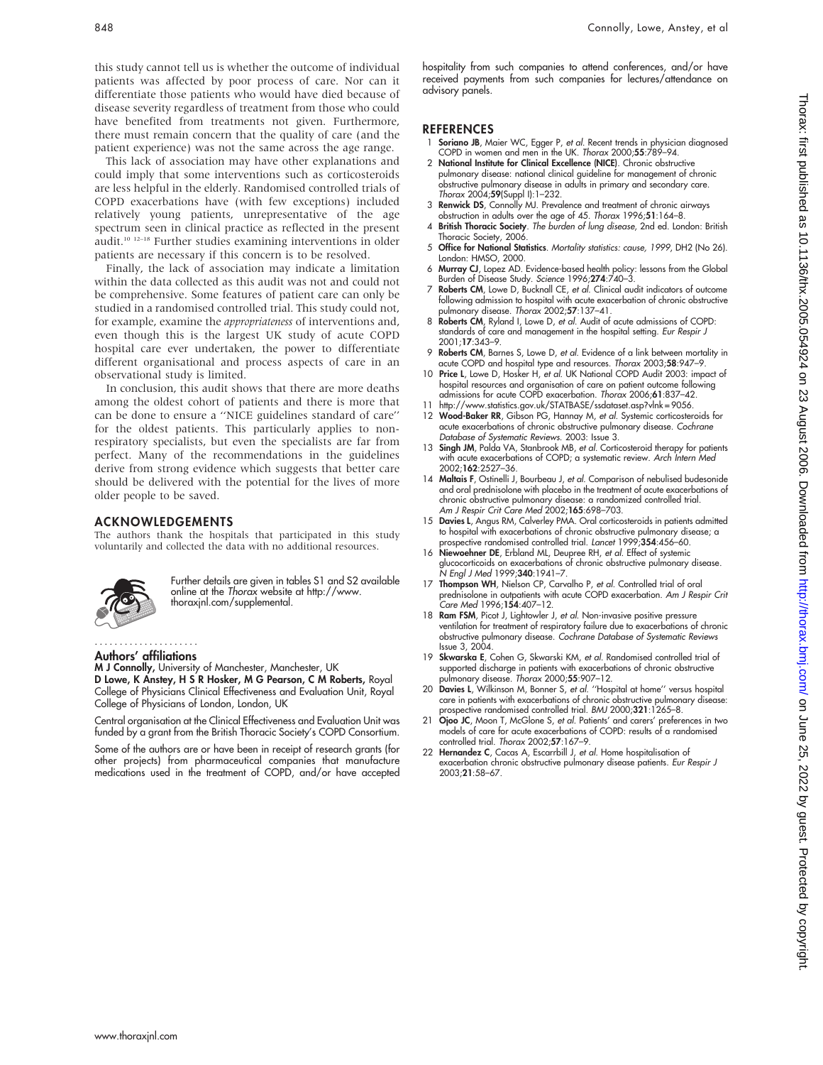this study cannot tell us is whether the outcome of individual patients was affected by poor process of care. Nor can it differentiate those patients who would have died because of disease severity regardless of treatment from those who could have benefited from treatments not given. Furthermore, there must remain concern that the quality of care (and the patient experience) was not the same across the age range.

This lack of association may have other explanations and could imply that some interventions such as corticosteroids are less helpful in the elderly. Randomised controlled trials of COPD exacerbations have (with few exceptions) included relatively young patients, unrepresentative of the age spectrum seen in clinical practice as reflected in the present audit.[10 12–18] Further studies examining interventions in older patients are necessary if this concern is to be resolved.

Finally, the lack of association may indicate a limitation within the data collected as this audit was not and could not be comprehensive. Some features of patient care can only be studied in a randomised controlled trial. This study could not, for example, examine the *appropriateness* of interventions and, even though this is the largest UK study of acute COPD hospital care ever undertaken, the power to differentiate different organisational and process aspects of care in an observational study is limited.

In conclusion, this audit shows that there are more deaths among the oldest cohort of patients and there is more that can be done to ensure a "NICE guidelines standard of care" for the oldest patients. This particularly applies to non-respiratory specialists, but even the specialists are far from perfect. Many of the recommendations in the guidelines derive from strong evidence which suggests that better care should be delivered with the potential for the lives of more older people to be saved.

## ACKNOWLEDGEMENTS

The authors thank the hospitals that participated in this study voluntarily and collected the data with no additional resources.

Further details are given in tables S1 and S2 available online at the *Thorax* website at http://www.thoraxjnl.com/supplemental.

### Authors' affiliations

**M J Connolly,** University of Manchester, Manchester, UK
**D Lowe, K Anstey, H S R Hosker, M G Pearson, C M Roberts,** Royal College of Physicians Clinical Effectiveness and Evaluation Unit, Royal College of Physicians of London, London, UK

Central organisation at the Clinical Effectiveness and Evaluation Unit was funded by a grant from the British Thoracic Society's COPD Consortium.

Some of the authors are or have been in receipt of research grants (for other projects) from pharmaceutical companies that manufacture medications used in the treatment of COPD, and/or have accepted hospitality from such companies to attend conferences, and/or have received payments from such companies for lectures/attendance on advisory panels.

## REFERENCES

1. **Soriano JB**, Maier WC, Egger P, *et al*. Recent trends in physician diagnosed COPD in women and men in the UK. *Thorax* 2000;**55**:789–94.
2. **National Institute for Clinical Excellence (NICE)**. Chronic obstructive pulmonary disease: national clinical guideline for management of chronic obstructive pulmonary disease in adults in primary and secondary care. *Thorax* 2004;**59**(Suppl I):1–232.
3. **Renwick DS**, Connolly MJ. Prevalence and treatment of chronic airways obstruction in adults over the age of 45. *Thorax* 1996;**51**:164–8.
4. **British Thoracic Society**. *The burden of lung disease*, 2nd ed. London: British Thoracic Society, 2006.
5. **Office for National Statistics**. *Mortality statistics: cause, 1999*, DH2 (No 26). London: HMSO, 2000.
6. **Murray CJ**, Lopez AD. Evidence-based health policy: lessons from the Global Burden of Disease Study. *Science* 1996;**274**:740–3.
7. **Roberts CM**, Lowe D, Bucknall CE, *et al*. Clinical audit indicators of outcome following admission to hospital with acute exacerbation of chronic obstructive pulmonary disease. *Thorax* 2002;**57**:137–41.
8. **Roberts CM**, Ryland I, Lowe D, *et al*. Audit of acute admissions of COPD: standards of care and management in the hospital setting. *Eur Respir J* 2001;**17**:343–9.
9. **Roberts CM**, Barnes S, Lowe D, *et al*. Evidence of a link between mortality in acute COPD and hospital type and resources. *Thorax* 2003;**58**:947–9.
10. **Price L**, Lowe D, Hosker H, *et al*. UK National COPD Audit 2003: impact of hospital resources and organisation of care on patient outcome following admissions for acute COPD exacerbation. *Thorax* 2006;**61**:837–42.
11. http://www.statistics.gov.uk/STATBASE/ssdataset.asp?vlnk = 9056.
12. **Wood-Baker RR**, Gibson PG, Hannay M, *et al*. Systemic corticosteroids for acute exacerbations of chronic obstructive pulmonary disease. *Cochrane Database of Systematic Reviews*. 2003: Issue 3.
13. **Singh JM**, Palda VA, Stanbrook MB, *et al*. Corticosteroid therapy for patients with acute exacerbations of COPD; a systematic review. *Arch Intern Med* 2002;**162**:2527–36.
14. **Maltais F**, Ostinelli J, Bourbeau J, *et al*. Comparison of nebulised budesonide and oral prednisolone with placebo in the treatment of acute exacerbations of chronic obstructive pulmonary disease: a randomized controlled trial. *Am J Respir Crit Care Med* 2002;**165**:698–703.
15. **Davies L**, Angus RM, Calverley PMA. Oral corticosteroids in patients admitted to hospital with exacerbations of chronic obstructive pulmonary disease; a prospective randomised controlled trial. *Lancet* 1999;**354**:456–60.
16. **Niewoehner DE**, Erbland ML, Deupree RH, *et al*. Effect of systemic glucocorticoids on exacerbations of chronic obstructive pulmonary disease. *N Engl J Med* 1999;**340**:1941–7.
17. **Thompson WH**, Nielson CP, Carvalho P, *et al*. Controlled trial of oral prednisolone in outpatients with acute COPD exacerbation. *Am J Respir Crit Care Med* 1996;**154**:407–12.
18. **Ram FSM**, Picot J, Lightowler J, *et al*. Non-invasive positive pressure ventilation for treatment of respiratory failure due to exacerbations of chronic obstructive pulmonary disease. *Cochrane Database of Systematic Reviews* Issue 3, 2004.
19. **Skwarska E**, Cohen G, Skwarski KM, *et al*. Randomised controlled trial of supported discharge in patients with exacerbations of chronic obstructive pulmonary disease. *Thorax* 2000;**55**:907–12.
20. **Davies L**, Wilkinson M, Bonner S, *et al*. "Hospital at home" versus hospital care in patients with exacerbations of chronic obstructive pulmonary disease: prospective randomised controlled trial. *BMJ* 2000;**321**:1265–8.
21. **Ojoo JC**, Moon T, McGlone S, *et al*. Patients' and carers' preferences in two models of care for acute exacerbations of COPD: results of a randomised controlled trial. *Thorax* 2002;**57**:167–9.
22. **Hernandez C**, Cacas A, Escarrbill J, *et al*. Home hospitalisation of exacerbation chronic obstructive pulmonary disease patients. *Eur Respir J* 2003;**21**:58–67.